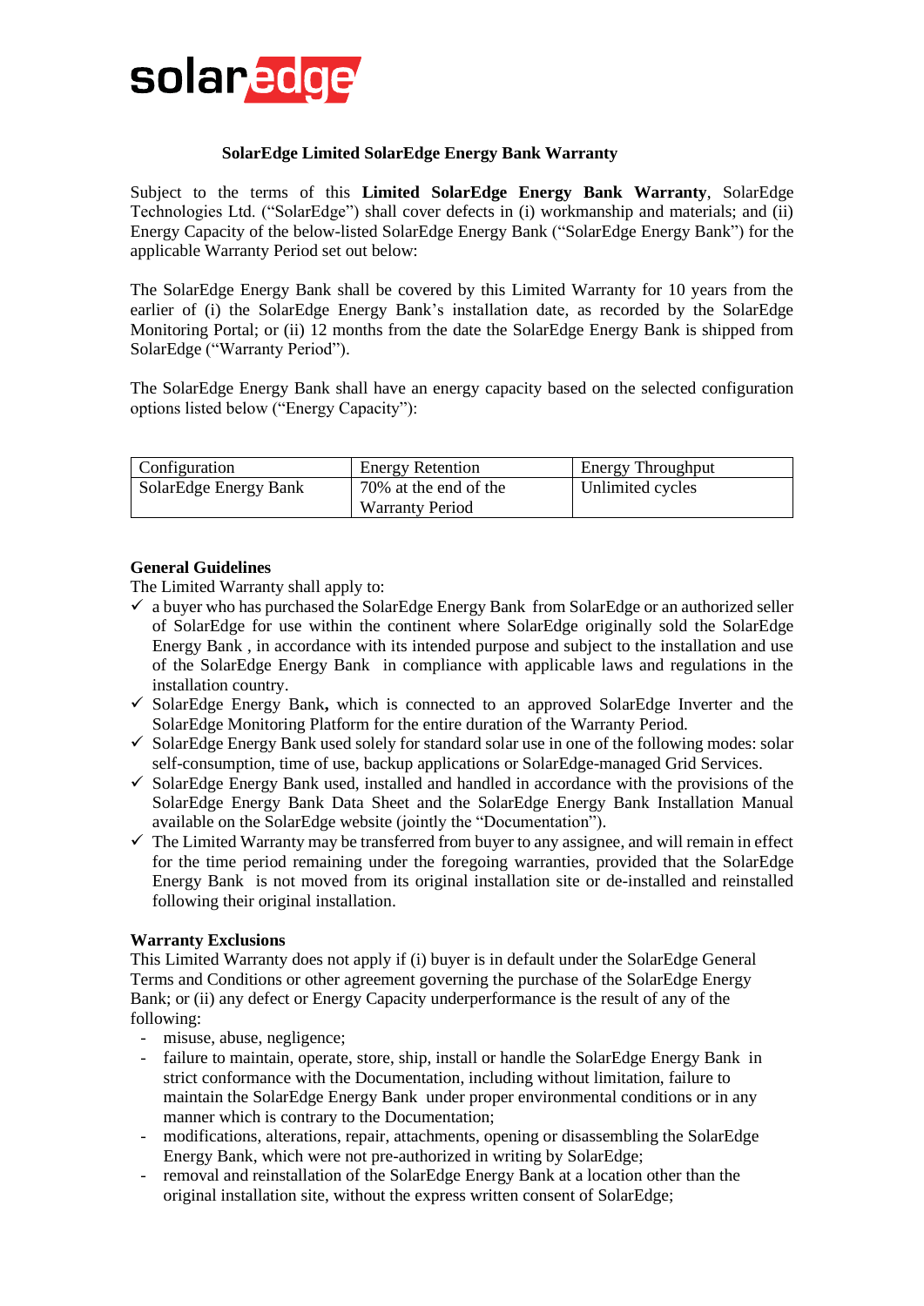# SolarEdge Limited SolarEdge Energy Bank Warranty

Subject to the terms of this **Limited SolarEdge Energy Bank Warranty**, SolarEdge Technologies Ltd. ("SolarEdge") shall cover defects in (i) workmanship and materials; and (ii) Energy Capacity of the below-listed SolarEdge Energy Bank ("SolarEdge Energy Bank") for the applicable Warranty Period set out below:

The SolarEdge Energy Bank shall be covered by this Limited Warranty for 10 years from the earlier of (i) the SolarEdge Energy Bank's installation date, as recorded by the SolarEdge Monitoring Portal; or (ii) 12 months from the date the SolarEdge Energy Bank is shipped from SolarEdge ("Warranty Period").

The SolarEdge Energy Bank shall have an energy capacity based on the selected configuration options listed below ("Energy Capacity"):

| Configuration | Energy Retention | Energy Throughput |
|---|---|---|
| SolarEdge Energy Bank | 70% at the end of the Warranty Period | Unlimited cycles |

**General Guidelines**

The Limited Warranty shall apply to:

- ✓ a buyer who has purchased the SolarEdge Energy Bank from SolarEdge or an authorized seller of SolarEdge for use within the continent where SolarEdge originally sold the SolarEdge Energy Bank , in accordance with its intended purpose and subject to the installation and use of the SolarEdge Energy Bank in compliance with applicable laws and regulations in the installation country.
- ✓ SolarEdge Energy Bank**,** which is connected to an approved SolarEdge Inverter and the SolarEdge Monitoring Platform for the entire duration of the Warranty Period.
- ✓ SolarEdge Energy Bank used solely for standard solar use in one of the following modes: solar self-consumption, time of use, backup applications or SolarEdge-managed Grid Services.
- ✓ SolarEdge Energy Bank used, installed and handled in accordance with the provisions of the SolarEdge Energy Bank Data Sheet and the SolarEdge Energy Bank Installation Manual available on the SolarEdge website (jointly the "Documentation").
- ✓ The Limited Warranty may be transferred from buyer to any assignee, and will remain in effect for the time period remaining under the foregoing warranties, provided that the SolarEdge Energy Bank is not moved from its original installation site or de-installed and reinstalled following their original installation.

**Warranty Exclusions**

This Limited Warranty does not apply if (i) buyer is in default under the SolarEdge General Terms and Conditions or other agreement governing the purchase of the SolarEdge Energy Bank; or (ii) any defect or Energy Capacity underperformance is the result of any of the following:

- misuse, abuse, negligence;
- failure to maintain, operate, store, ship, install or handle the SolarEdge Energy Bank in strict conformance with the Documentation, including without limitation, failure to maintain the SolarEdge Energy Bank under proper environmental conditions or in any manner which is contrary to the Documentation;
- modifications, alterations, repair, attachments, opening or disassembling the SolarEdge Energy Bank, which were not pre-authorized in writing by SolarEdge;
- removal and reinstallation of the SolarEdge Energy Bank at a location other than the original installation site, without the express written consent of SolarEdge;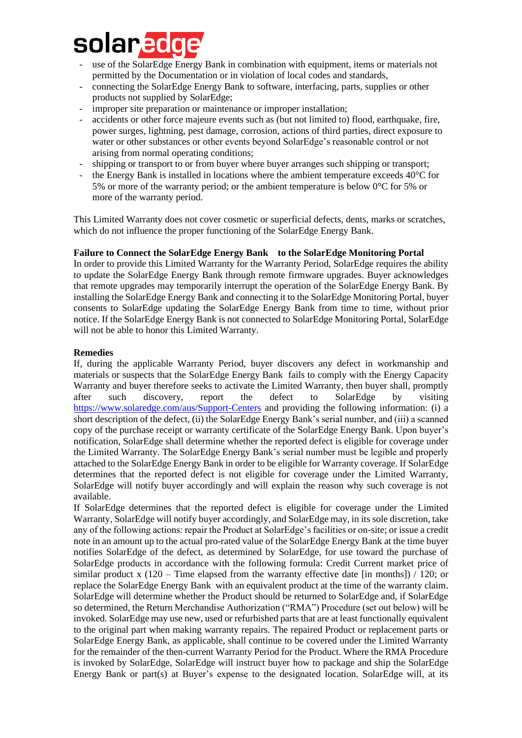- use of the SolarEdge Energy Bank in combination with equipment, items or materials not permitted by the Documentation or in violation of local codes and standards,
- connecting the SolarEdge Energy Bank to software, interfacing, parts, supplies or other products not supplied by SolarEdge;
- improper site preparation or maintenance or improper installation;
- accidents or other force majeure events such as (but not limited to) flood, earthquake, fire, power surges, lightning, pest damage, corrosion, actions of third parties, direct exposure to water or other substances or other events beyond SolarEdge's reasonable control or not arising from normal operating conditions;
- shipping or transport to or from buyer where buyer arranges such shipping or transport;
- the Energy Bank is installed in locations where the ambient temperature exceeds 40°C for 5% or more of the warranty period; or the ambient temperature is below 0°C for 5% or more of the warranty period.

This Limited Warranty does not cover cosmetic or superficial defects, dents, marks or scratches, which do not influence the proper functioning of the SolarEdge Energy Bank.

**Failure to Connect the SolarEdge Energy Bank to the SolarEdge Monitoring Portal**

In order to provide this Limited Warranty for the Warranty Period, SolarEdge requires the ability to update the SolarEdge Energy Bank through remote firmware upgrades. Buyer acknowledges that remote upgrades may temporarily interrupt the operation of the SolarEdge Energy Bank. By installing the SolarEdge Energy Bank and connecting it to the SolarEdge Monitoring Portal, buyer consents to SolarEdge updating the SolarEdge Energy Bank from time to time, without prior notice. If the SolarEdge Energy Bank is not connected to SolarEdge Monitoring Portal, SolarEdge will not be able to honor this Limited Warranty.

**Remedies**

If, during the applicable Warranty Period, buyer discovers any defect in workmanship and materials or suspects that the SolarEdge Energy Bank fails to comply with the Energy Capacity Warranty and buyer therefore seeks to activate the Limited Warranty, then buyer shall, promptly after such discovery, report the defect to SolarEdge by visiting https://www.solaredge.com/aus/Support-Centers and providing the following information: (i) a short description of the defect, (ii) the SolarEdge Energy Bank's serial number, and (iii) a scanned copy of the purchase receipt or warranty certificate of the SolarEdge Energy Bank. Upon buyer's notification, SolarEdge shall determine whether the reported defect is eligible for coverage under the Limited Warranty. The SolarEdge Energy Bank's serial number must be legible and properly attached to the SolarEdge Energy Bank in order to be eligible for Warranty coverage. If SolarEdge determines that the reported defect is not eligible for coverage under the Limited Warranty, SolarEdge will notify buyer accordingly and will explain the reason why such coverage is not available.

If SolarEdge determines that the reported defect is eligible for coverage under the Limited Warranty, SolarEdge will notify buyer accordingly, and SolarEdge may, in its sole discretion, take any of the following actions: repair the Product at SolarEdge's facilities or on-site; or issue a credit note in an amount up to the actual pro-rated value of the SolarEdge Energy Bank at the time buyer notifies SolarEdge of the defect, as determined by SolarEdge, for use toward the purchase of SolarEdge products in accordance with the following formula: Credit Current market price of similar product x (120 – Time elapsed from the warranty effective date [in months]) / 120; or replace the SolarEdge Energy Bank with an equivalent product at the time of the warranty claim. SolarEdge will determine whether the Product should be returned to SolarEdge and, if SolarEdge so determined, the Return Merchandise Authorization ("RMA") Procedure (set out below) will be invoked. SolarEdge may use new, used or refurbished parts that are at least functionally equivalent to the original part when making warranty repairs. The repaired Product or replacement parts or SolarEdge Energy Bank, as applicable, shall continue to be covered under the Limited Warranty for the remainder of the then-current Warranty Period for the Product. Where the RMA Procedure is invoked by SolarEdge, SolarEdge will instruct buyer how to package and ship the SolarEdge Energy Bank or part(s) at Buyer's expense to the designated location. SolarEdge will, at its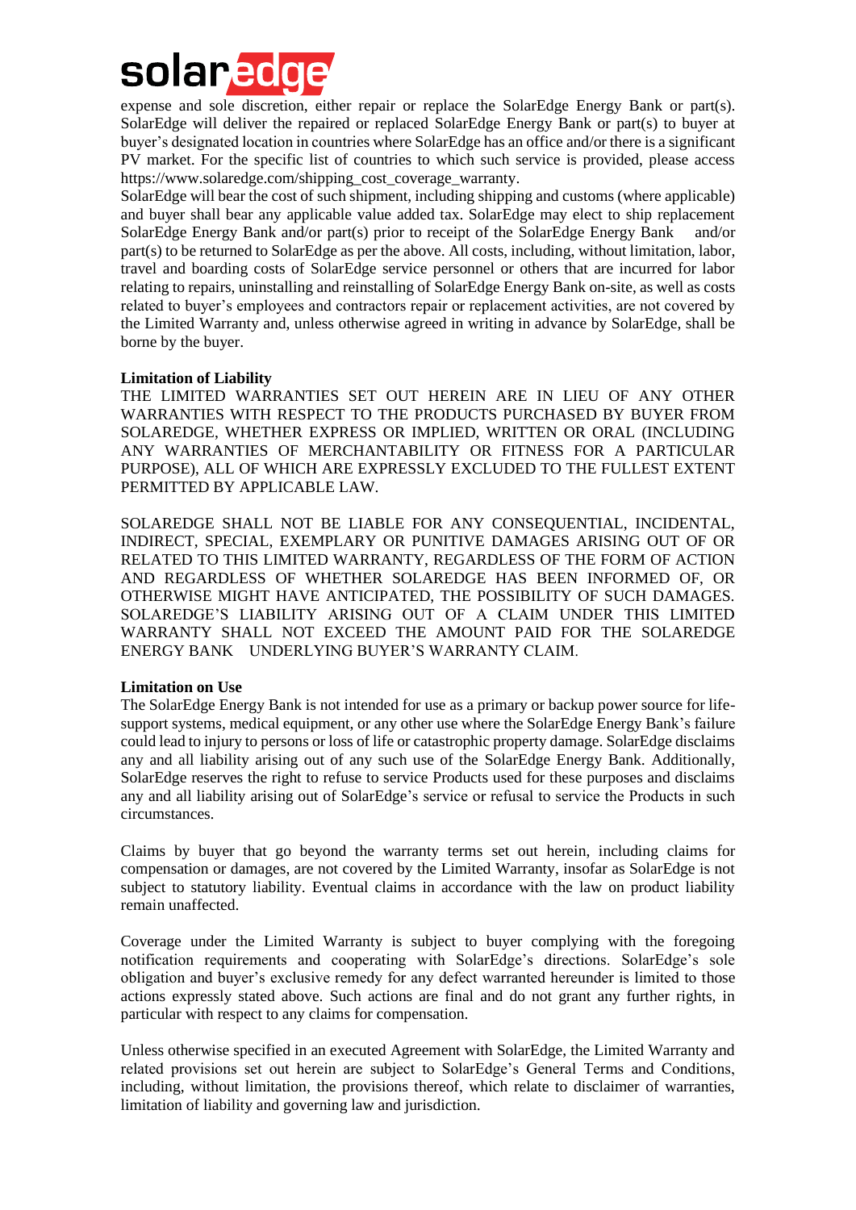expense and sole discretion, either repair or replace the SolarEdge Energy Bank or part(s). SolarEdge will deliver the repaired or replaced SolarEdge Energy Bank or part(s) to buyer at buyer's designated location in countries where SolarEdge has an office and/or there is a significant PV market. For the specific list of countries to which such service is provided, please access https://www.solaredge.com/shipping_cost_coverage_warranty.

SolarEdge will bear the cost of such shipment, including shipping and customs (where applicable) and buyer shall bear any applicable value added tax. SolarEdge may elect to ship replacement SolarEdge Energy Bank and/or part(s) prior to receipt of the SolarEdge Energy Bank and/or part(s) to be returned to SolarEdge as per the above. All costs, including, without limitation, labor, travel and boarding costs of SolarEdge service personnel or others that are incurred for labor relating to repairs, uninstalling and reinstalling of SolarEdge Energy Bank on-site, as well as costs related to buyer's employees and contractors repair or replacement activities, are not covered by the Limited Warranty and, unless otherwise agreed in writing in advance by SolarEdge, shall be borne by the buyer.

**Limitation of Liability**

THE LIMITED WARRANTIES SET OUT HEREIN ARE IN LIEU OF ANY OTHER WARRANTIES WITH RESPECT TO THE PRODUCTS PURCHASED BY BUYER FROM SOLAREDGE, WHETHER EXPRESS OR IMPLIED, WRITTEN OR ORAL (INCLUDING ANY WARRANTIES OF MERCHANTABILITY OR FITNESS FOR A PARTICULAR PURPOSE), ALL OF WHICH ARE EXPRESSLY EXCLUDED TO THE FULLEST EXTENT PERMITTED BY APPLICABLE LAW.

SOLAREDGE SHALL NOT BE LIABLE FOR ANY CONSEQUENTIAL, INCIDENTAL, INDIRECT, SPECIAL, EXEMPLARY OR PUNITIVE DAMAGES ARISING OUT OF OR RELATED TO THIS LIMITED WARRANTY, REGARDLESS OF THE FORM OF ACTION AND REGARDLESS OF WHETHER SOLAREDGE HAS BEEN INFORMED OF, OR OTHERWISE MIGHT HAVE ANTICIPATED, THE POSSIBILITY OF SUCH DAMAGES. SOLAREDGE'S LIABILITY ARISING OUT OF A CLAIM UNDER THIS LIMITED WARRANTY SHALL NOT EXCEED THE AMOUNT PAID FOR THE SOLAREDGE ENERGY BANK UNDERLYING BUYER'S WARRANTY CLAIM.

**Limitation on Use**

The SolarEdge Energy Bank is not intended for use as a primary or backup power source for life-support systems, medical equipment, or any other use where the SolarEdge Energy Bank's failure could lead to injury to persons or loss of life or catastrophic property damage. SolarEdge disclaims any and all liability arising out of any such use of the SolarEdge Energy Bank. Additionally, SolarEdge reserves the right to refuse to service Products used for these purposes and disclaims any and all liability arising out of SolarEdge's service or refusal to service the Products in such circumstances.

Claims by buyer that go beyond the warranty terms set out herein, including claims for compensation or damages, are not covered by the Limited Warranty, insofar as SolarEdge is not subject to statutory liability. Eventual claims in accordance with the law on product liability remain unaffected.

Coverage under the Limited Warranty is subject to buyer complying with the foregoing notification requirements and cooperating with SolarEdge's directions. SolarEdge's sole obligation and buyer's exclusive remedy for any defect warranted hereunder is limited to those actions expressly stated above. Such actions are final and do not grant any further rights, in particular with respect to any claims for compensation.

Unless otherwise specified in an executed Agreement with SolarEdge, the Limited Warranty and related provisions set out herein are subject to SolarEdge's General Terms and Conditions, including, without limitation, the provisions thereof, which relate to disclaimer of warranties, limitation of liability and governing law and jurisdiction.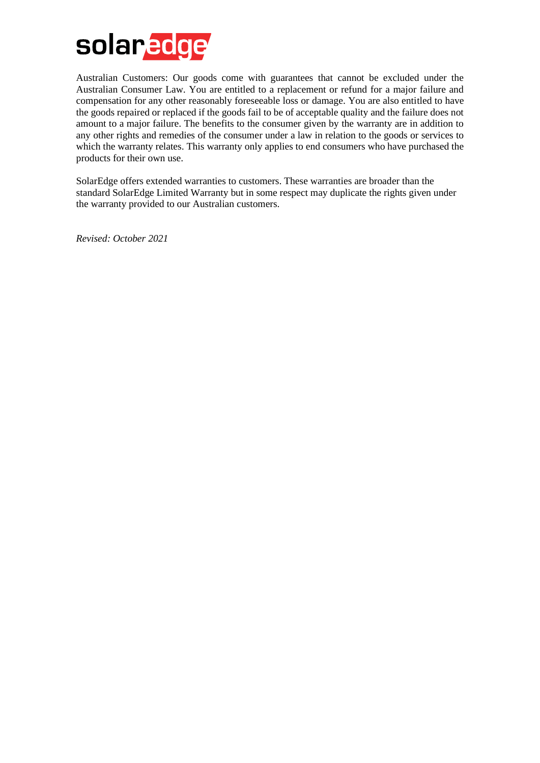Australian Customers: Our goods come with guarantees that cannot be excluded under the Australian Consumer Law. You are entitled to a replacement or refund for a major failure and compensation for any other reasonably foreseeable loss or damage. You are also entitled to have the goods repaired or replaced if the goods fail to be of acceptable quality and the failure does not amount to a major failure. The benefits to the consumer given by the warranty are in addition to any other rights and remedies of the consumer under a law in relation to the goods or services to which the warranty relates. This warranty only applies to end consumers who have purchased the products for their own use.

SolarEdge offers extended warranties to customers. These warranties are broader than the standard SolarEdge Limited Warranty but in some respect may duplicate the rights given under the warranty provided to our Australian customers.

*Revised: October 2021*